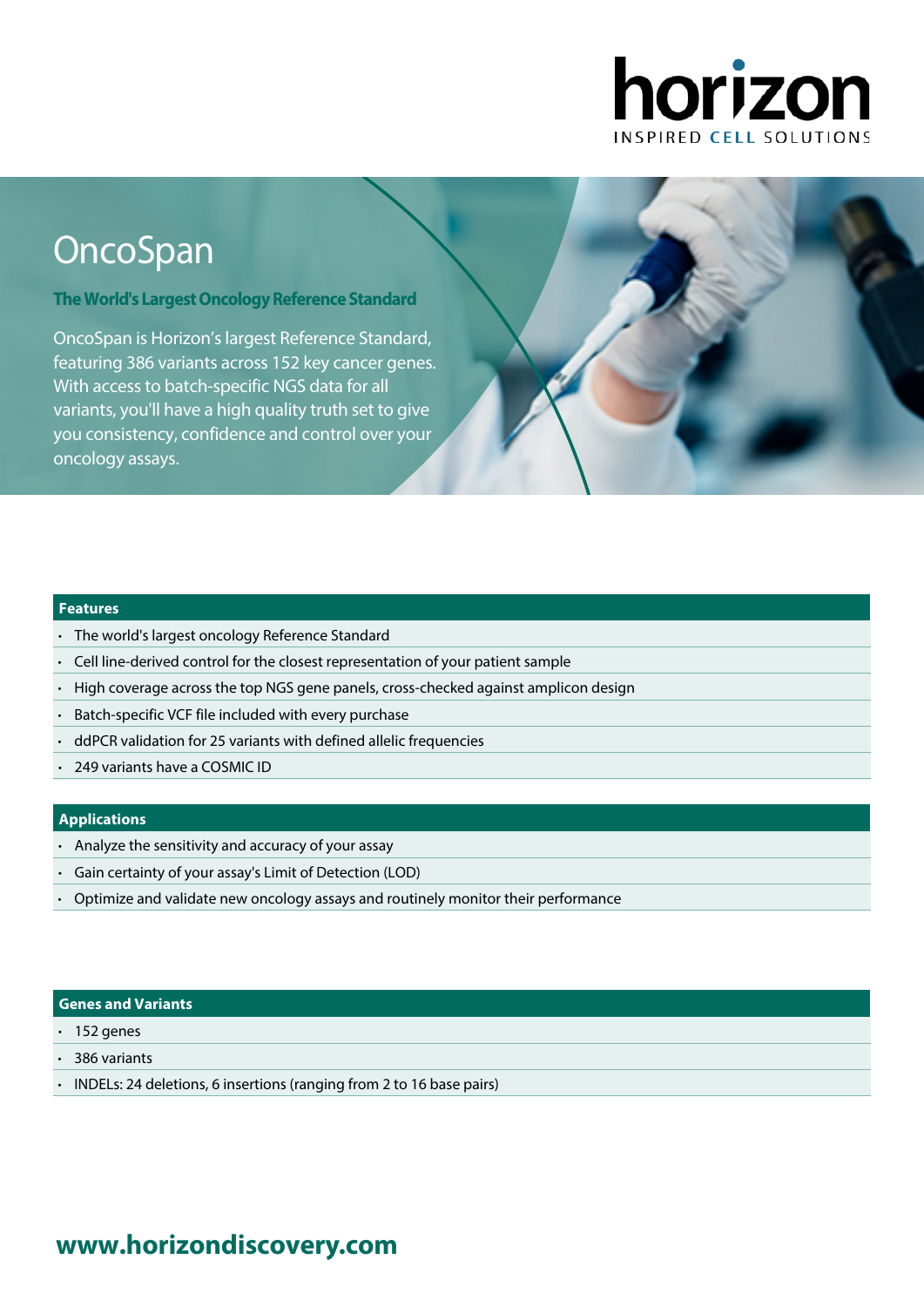horizon

INSPIRED CELL SOLUTIONS

# OncoSpan

### The World's Largest Oncology Reference Standard

OncoSpan is Horizon's largest Reference Standard, featuring 386 variants across 152 key cancer genes. With access to batch-specific NGS data for all variants, you'll have a high quality truth set to give you consistency, confidence and control over your oncology assays.

## Features

- The world's largest oncology Reference Standard
- Cell line-derived control for the closest representation of your patient sample
- High coverage across the top NGS gene panels, cross-checked against amplicon design
- Batch-specific VCF file included with every purchase
- ddPCR validation for 25 variants with defined allelic frequencies
- 249 variants have a COSMIC ID

## Applications

- Analyze the sensitivity and accuracy of your assay
- Gain certainty of your assay's Limit of Detection (LOD)
- Optimize and validate new oncology assays and routinely monitor their performance

## Genes and Variants

- 152 genes
- 386 variants
- INDELs: 24 deletions, 6 insertions (ranging from 2 to 16 base pairs)

**www.horizondiscovery.com**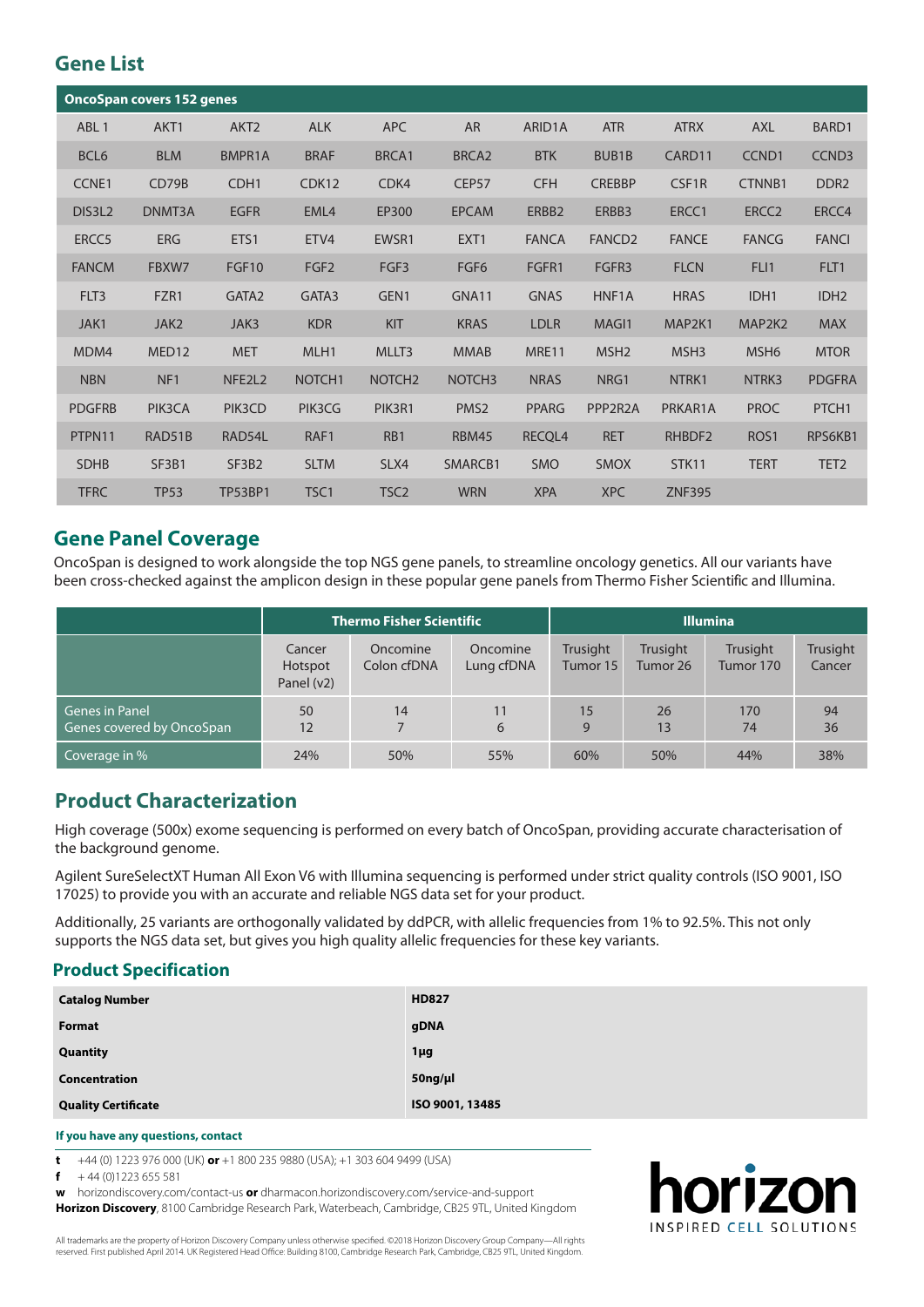## Gene List

| OncoSpan covers 152 genes | | | | | | | | | | |
|---|---|---|---|---|---|---|---|---|---|---|
| ABL 1 | AKT1 | AKT2 | ALK | APC | AR | ARID1A | ATR | ATRX | AXL | BARD1 |
| BCL6 | BLM | BMPR1A | BRAF | BRCA1 | BRCA2 | BTK | BUB1B | CARD11 | CCND1 | CCND3 |
| CCNE1 | CD79B | CDH1 | CDK12 | CDK4 | CEP57 | CFH | CREBBP | CSF1R | CTNNB1 | DDR2 |
| DIS3L2 | DNMT3A | EGFR | EML4 | EP300 | EPCAM | ERBB2 | ERBB3 | ERCC1 | ERCC2 | ERCC4 |
| ERCC5 | ERG | ETS1 | ETV4 | EWSR1 | EXT1 | FANCA | FANCD2 | FANCE | FANCG | FANCI |
| FANCM | FBXW7 | FGF10 | FGF2 | FGF3 | FGF6 | FGFR1 | FGFR3 | FLCN | FLI1 | FLT1 |
| FLT3 | FZR1 | GATA2 | GATA3 | GEN1 | GNA11 | GNAS | HNF1A | HRAS | IDH1 | IDH2 |
| JAK1 | JAK2 | JAK3 | KDR | KIT | KRAS | LDLR | MAGI1 | MAP2K1 | MAP2K2 | MAX |
| MDM4 | MED12 | MET | MLH1 | MLLT3 | MMAB | MRE11 | MSH2 | MSH3 | MSH6 | MTOR |
| NBN | NF1 | NFE2L2 | NOTCH1 | NOTCH2 | NOTCH3 | NRAS | NRG1 | NTRK1 | NTRK3 | PDGFRA |
| PDGFRB | PIK3CA | PIK3CD | PIK3CG | PIK3R1 | PMS2 | PPARG | PPP2R2A | PRKAR1A | PROC | PTCH1 |
| PTPN11 | RAD51B | RAD54L | RAF1 | RB1 | RBM45 | RECQL4 | RET | RHBDF2 | ROS1 | RPS6KB1 |
| SDHB | SF3B1 | SF3B2 | SLTM | SLX4 | SMARCB1 | SMO | SMOX | STK11 | TERT | TET2 |
| TFRC | TP53 | TP53BP1 | TSC1 | TSC2 | WRN | XPA | XPC | ZNF395 | | |

## Gene Panel Coverage

OncoSpan is designed to work alongside the top NGS gene panels, to streamline oncology genetics. All our variants have been cross-checked against the amplicon design in these popular gene panels from Thermo Fisher Scientific and Illumina.

| | Thermo Fisher Scientific | | | Illumina | | | |
|---|---|---|---|---|---|---|---|
| | Cancer Hotspot Panel (v2) | Oncomine Colon cfDNA | Oncomine Lung cfDNA | Trusight Tumor 15 | Trusight Tumor 26 | Trusight Tumor 170 | Trusight Cancer |
| Genes in Panel | 50 | 14 | 11 | 15 | 26 | 170 | 94 |
| Genes covered by OncoSpan | 12 | 7 | 6 | 9 | 13 | 74 | 36 |
| Coverage in % | 24% | 50% | 55% | 60% | 50% | 44% | 38% |

## Product Characterization

High coverage (500x) exome sequencing is performed on every batch of OncoSpan, providing accurate characterisation of the background genome.

Agilent SureSelectXT Human All Exon V6 with Illumina sequencing is performed under strict quality controls (ISO 9001, ISO 17025) to provide you with an accurate and reliable NGS data set for your product.

Additionally, 25 variants are orthogonally validated by ddPCR, with allelic frequencies from 1% to 92.5%. This not only supports the NGS data set, but gives you high quality allelic frequencies for these key variants.

## Product Specification

| | |
|---|---|
| **Catalog Number** | **HD827** |
| **Format** | **gDNA** |
| **Quantity** | **1µg** |
| **Concentration** | **50ng/µl** |
| **Quality Certificate** | **ISO 9001, 13485** |

**If you have any questions, contact**

**t** +44 (0) 1223 976 000 (UK) **or** +1 800 235 9880 (USA); +1 303 604 9499 (USA)
**f** + 44 (0)1223 655 581
**w** horizondiscovery.com/contact-us **or** dharmacon.horizondiscovery.com/service-and-support
**Horizon Discovery**, 8100 Cambridge Research Park, Waterbeach, Cambridge, CB25 9TL, United Kingdom

horizon
INSPIRED CELL SOLUTIONS

All trademarks are the property of Horizon Discovery Company unless otherwise specified. ©2018 Horizon Discovery Group Company—All rights reserved. First published April 2014. UK Registered Head Office: Building 8100, Cambridge Research Park, Cambridge, CB25 9TL, United Kingdom.